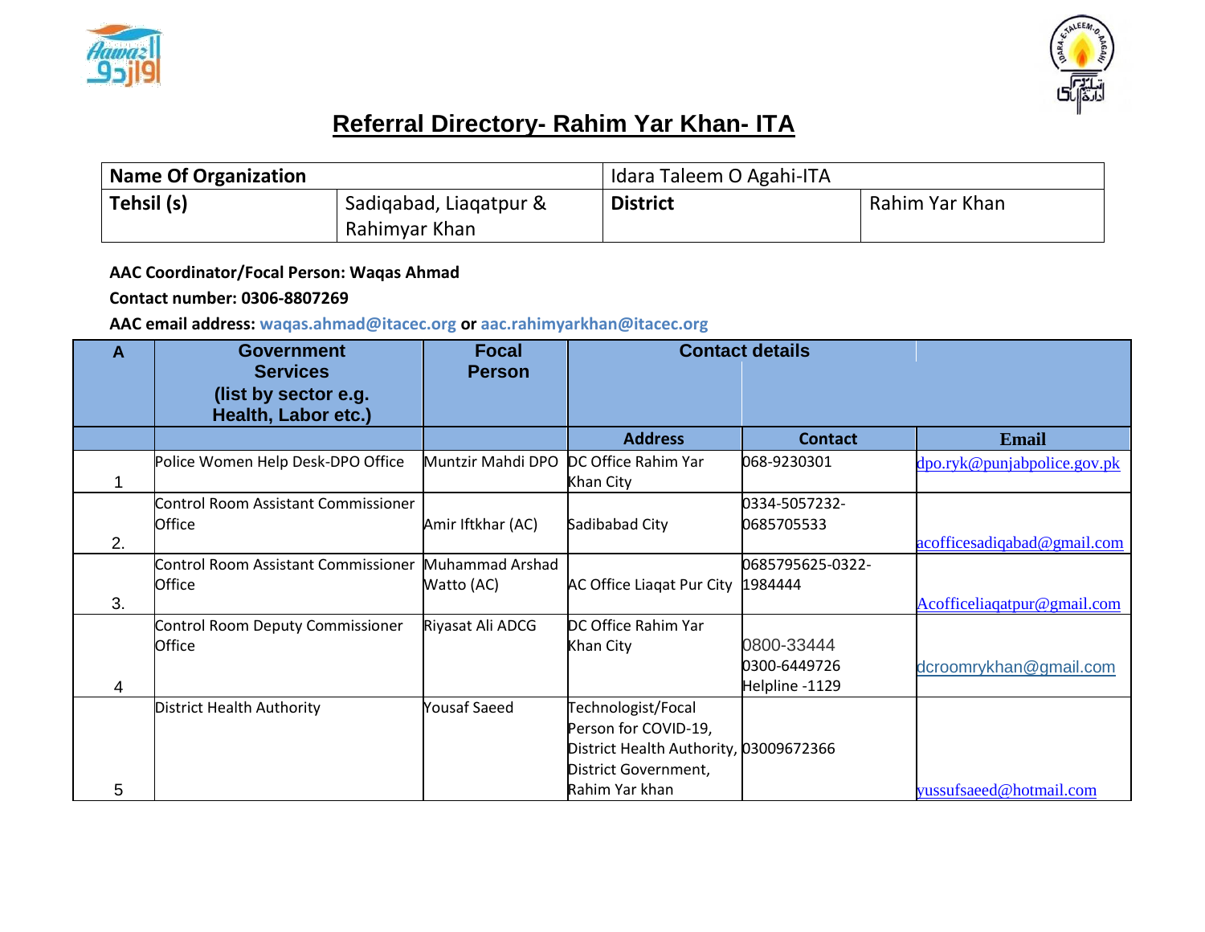# Referral Directory- Rahim Yar Khan- ITA

| Name Of Organization | | Idara Taleem O Agahi-ITA | |
|---|---|---|---|
| **Tehsil (s)** | Sadiqabad, Liaqatpur & Rahimyar Khan | **District** | Rahim Yar Khan |

**AAC Coordinator/Focal Person: Waqas Ahmad**

**Contact number: 0306-8807269**

**AAC email address: waqas.ahmad@itacec.org or aac.rahimyarkhan@itacec.org**

| A | Government Services (list by sector e.g. Health, Labor etc.) | Focal Person | Contact details | | |
|---|---|---|---|---|---|
| | | | Address | Contact | Email |
| 1 | Police Women Help Desk-DPO Office | Muntzir Mahdi DPO | DC Office Rahim Yar Khan City | 068-9230301 | dpo.ryk@punjabpolice.gov.pk |
| 2. | Control Room Assistant Commissioner Office | Amir Iftkhar (AC) | Sadibabad City | 0334-5057232-0685705533 | acofficesadiqabad@gmail.com |
| 3. | Control Room Assistant Commissioner Office | Muhammad Arshad Watto (AC) | AC Office Liaqat Pur City | 0685795625-0322-1984444 | Acofficeliaqatpur@gmail.com |
| 4 | Control Room Deputy Commissioner Office | Riyasat Ali ADCG | DC Office Rahim Yar Khan City | 0800-33444<br>0300-6449726<br>Helpline -1129 | dcroomrykhan@gmail.com |
| 5 | District Health Authority | Yousaf Saeed | Technologist/Focal Person for COVID-19, District Health Authority, District Government, Rahim Yar khan | 03009672366 | yussufsaeed@hotmail.com |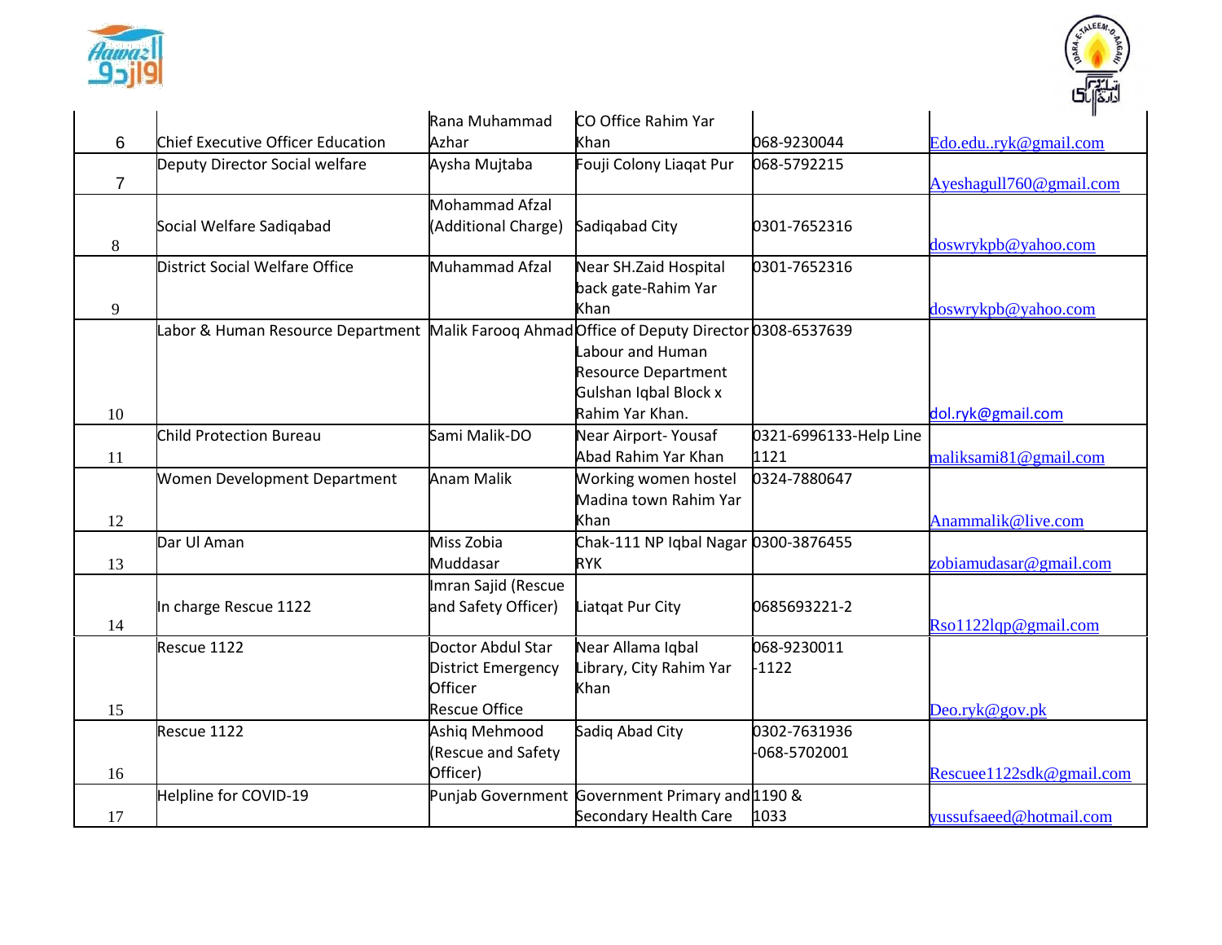| | | | | | |
|---|---|---|---|---|---|
| 6 | Chief Executive Officer Education | Rana Muhammad Azhar | CO Office Rahim Yar Khan | 068-9230044 | Edo.edu..ryk@gmail.com |
| 7 | Deputy Director Social welfare | Aysha Mujtaba | Fouji Colony Liaqat Pur | 068-5792215 | Ayeshagull760@gmail.com |
| 8 | Social Welfare Sadiqabad | Mohammad Afzal (Additional Charge) | Sadiqabad City | 0301-7652316 | doswrykpb@yahoo.com |
| 9 | District Social Welfare Office | Muhammad Afzal | Near SH.Zaid Hospital back gate-Rahim Yar Khan | 0301-7652316 | doswrykpb@yahoo.com |
| 10 | Labor & Human Resource Department | Malik Farooq Ahmad | Office of Deputy Director Labour and Human Resource Department Gulshan Iqbal Block x Rahim Yar Khan. | 0308-6537639 | dol.ryk@gmail.com |
| 11 | Child Protection Bureau | Sami Malik-DO | Near Airport- Yousaf Abad Rahim Yar Khan | 0321-6996133-Help Line 1121 | maliksami81@gmail.com |
| 12 | Women Development Department | Anam Malik | Working women hostel Madina town Rahim Yar Khan | 0324-7880647 | Anammalik@live.com |
| 13 | Dar Ul Aman | Miss Zobia Muddasar | Chak-111 NP Iqbal Nagar RYK | 0300-3876455 | zobiamudasar@gmail.com |
| 14 | In charge Rescue 1122 | Imran Sajid (Rescue and Safety Officer) | Liatqat Pur City | 0685693221-2 | Rso1122lqp@gmail.com |
| 15 | Rescue 1122 | Doctor Abdul Star District Emergency Officer Rescue Office | Near Allama Iqbal Library, City Rahim Yar Khan | 068-9230011 -1122 | Deo.ryk@gov.pk |
| 16 | Rescue 1122 | Ashiq Mehmood (Rescue and Safety Officer) | Sadiq Abad City | 0302-7631936 -068-5702001 | Rescuee1122sdk@gmail.com |
| 17 | Helpline for COVID-19 | Punjab Government | Government Primary and Secondary Health Care | 1190 & 1033 | yussufsaeed@hotmail.com |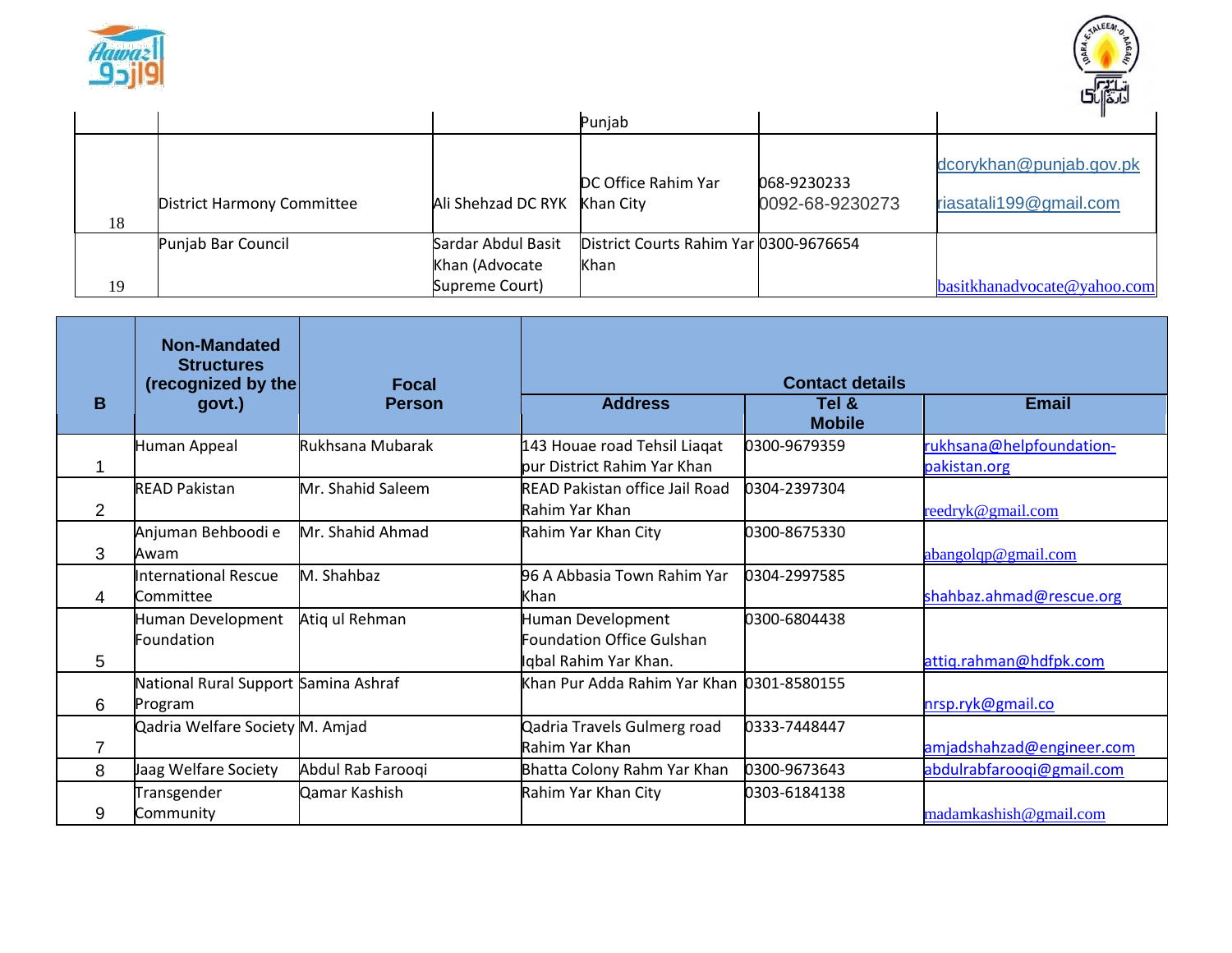| | | | Punjab | | |
|---|---|---|---|---|---|
| 18 | District Harmony Committee | Ali Shehzad DC RYK | DC Office Rahim Yar Khan City | 068-9230233 0092-68-9230273 | dcorykhan@punjab.gov.pk riasatali199@gmail.com |
| 19 | Punjab Bar Council | Sardar Abdul Basit Khan (Advocate Supreme Court) | District Courts Rahim Yar Khan | 0300-9676654 | basitkhanadvocate@yahoo.com |

| B | Non-Mandated Structures (recognized by the govt.) | Focal Person | Contact details | | |
|---|---|---|---|---|---|
| | | | Address | Tel & Mobile | Email |
| 1 | Human Appeal | Rukhsana Mubarak | 143 Houae road Tehsil Liaqat pur District Rahim Yar Khan | 0300-9679359 | rukhsana@helpfoundation-pakistan.org |
| 2 | READ Pakistan | Mr. Shahid Saleem | READ Pakistan office Jail Road Rahim Yar Khan | 0304-2397304 | reedryk@gmail.com |
| 3 | Anjuman Behboodi e Awam | Mr. Shahid Ahmad | Rahim Yar Khan City | 0300-8675330 | abangolqp@gmail.com |
| 4 | International Rescue Committee | M. Shahbaz | 96 A Abbasia Town Rahim Yar Khan | 0304-2997585 | shahbaz.ahmad@rescue.org |
| 5 | Human Development Foundation | Atiq ul Rehman | Human Development Foundation Office Gulshan Iqbal Rahim Yar Khan. | 0300-6804438 | attiq.rahman@hdfpk.com |
| 6 | National Rural Support Program | Samina Ashraf | Khan Pur Adda Rahim Yar Khan | 0301-8580155 | nrsp.ryk@gmail.co |
| 7 | Qadria Welfare Society | M. Amjad | Qadria Travels Gulmerg road Rahim Yar Khan | 0333-7448447 | amjadshahzad@engineer.com |
| 8 | Jaag Welfare Society | Abdul Rab Farooqi | Bhatta Colony Rahm Yar Khan | 0300-9673643 | abdulrabfarooqi@gmail.com |
| 9 | Transgender Community | Qamar Kashish | Rahim Yar Khan City | 0303-6184138 | madamkashish@gmail.com |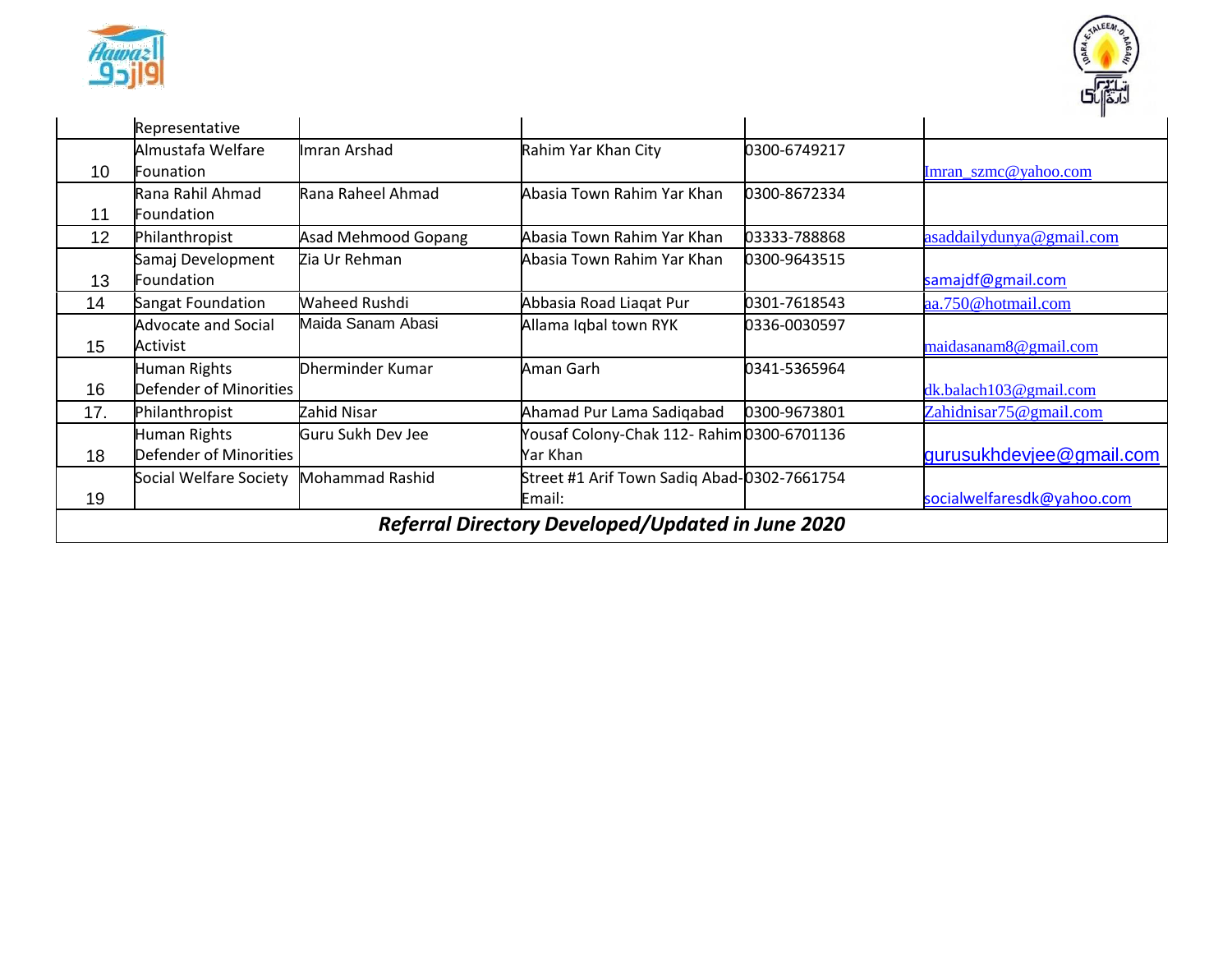| | | | | | |
|---|---|---|---|---|---|
| | Representative | | | | |
| 10 | Almustafa Welfare Founation | Imran Arshad | Rahim Yar Khan City | 0300-6749217 | Imran_szmc@yahoo.com |
| 11 | Rana Rahil Ahmad Foundation | Rana Raheel Ahmad | Abasia Town Rahim Yar Khan | 0300-8672334 | |
| 12 | Philanthropist | Asad Mehmood Gopang | Abasia Town Rahim Yar Khan | 03333-788868 | asaddailydunya@gmail.com |
| 13 | Samaj Development Foundation | Zia Ur Rehman | Abasia Town Rahim Yar Khan | 0300-9643515 | samajdf@gmail.com |
| 14 | Sangat Foundation | Waheed Rushdi | Abbasia Road Liaqat Pur | 0301-7618543 | aa.750@hotmail.com |
| 15 | Advocate and Social Activist | Maida Sanam Abasi | Allama Iqbal town RYK | 0336-0030597 | maidasanam8@gmail.com |
| 16 | Human Rights Defender of Minorities | Dherminder Kumar | Aman Garh | 0341-5365964 | dk.balach103@gmail.com |
| 17. | Philanthropist | Zahid Nisar | Ahamad Pur Lama Sadiqabad | 0300-9673801 | Zahidnisar75@gmail.com |
| 18 | Human Rights Defender of Minorities | Guru Sukh Dev Jee | Yousaf Colony-Chak 112- Rahim Yar Khan | 0300-6701136 | gurusukhdevjee@gmail.com |
| 19 | Social Welfare Society | Mohammad Rashid | Street #1 Arif Town Sadiq Abad-Email: | 0302-7661754 | socialwelfaresdk@yahoo.com |

***Referral Directory Developed/Updated in June 2020***